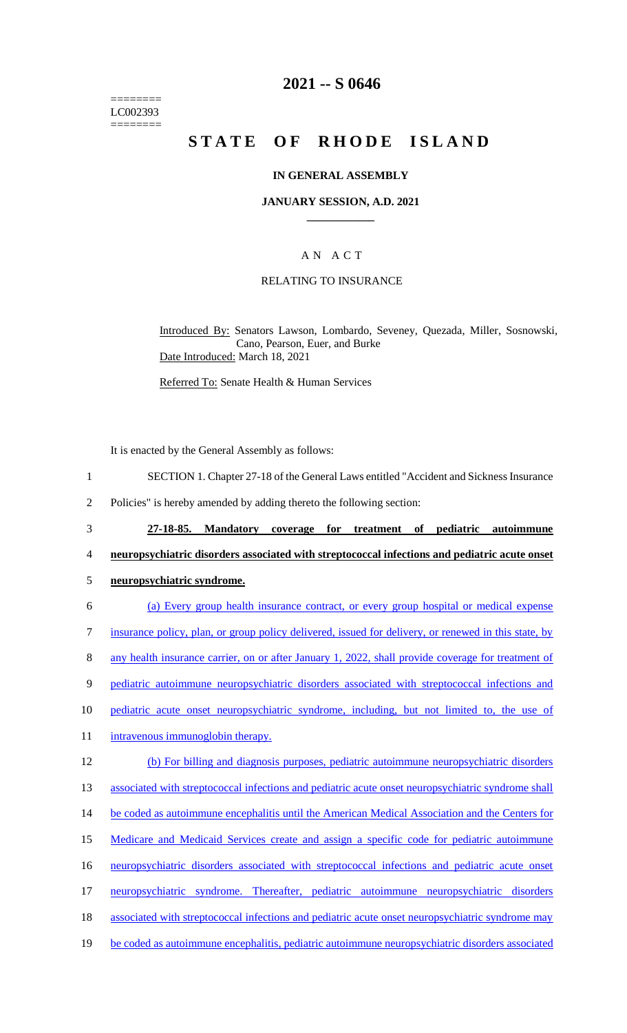========
LC002393
========

# 2021 -- S 0646

# STATE OF RHODE ISLAND

## IN GENERAL ASSEMBLY

### JANUARY SESSION, A.D. 2021

### A N A C T

### RELATING TO INSURANCE

Introduced By: Senators Lawson, Lombardo, Seveney, Quezada, Miller, Sosnowski, Cano, Pearson, Euer, and Burke

Date Introduced: March 18, 2021

Referred To: Senate Health & Human Services

It is enacted by the General Assembly as follows:

1 SECTION 1. Chapter 27-18 of the General Laws entitled "Accident and Sickness Insurance
2 Policies" is hereby amended by adding thereto the following section:

3 **27-18-85. Mandatory coverage for treatment of pediatric autoimmune**
4 **neuropsychiatric disorders associated with streptococcal infections and pediatric acute onset**
5 **neuropsychiatric syndrome.**

6 (a) Every group health insurance contract, or every group hospital or medical expense
7 insurance policy, plan, or group policy delivered, issued for delivery, or renewed in this state, by
8 any health insurance carrier, on or after January 1, 2022, shall provide coverage for treatment of
9 pediatric autoimmune neuropsychiatric disorders associated with streptococcal infections and
10 pediatric acute onset neuropsychiatric syndrome, including, but not limited to, the use of
11 intravenous immunoglobin therapy.

12 (b) For billing and diagnosis purposes, pediatric autoimmune neuropsychiatric disorders
13 associated with streptococcal infections and pediatric acute onset neuropsychiatric syndrome shall
14 be coded as autoimmune encephalitis until the American Medical Association and the Centers for
15 Medicare and Medicaid Services create and assign a specific code for pediatric autoimmune
16 neuropsychiatric disorders associated with streptococcal infections and pediatric acute onset
17 neuropsychiatric syndrome. Thereafter, pediatric autoimmune neuropsychiatric disorders
18 associated with streptococcal infections and pediatric acute onset neuropsychiatric syndrome may
19 be coded as autoimmune encephalitis, pediatric autoimmune neuropsychiatric disorders associated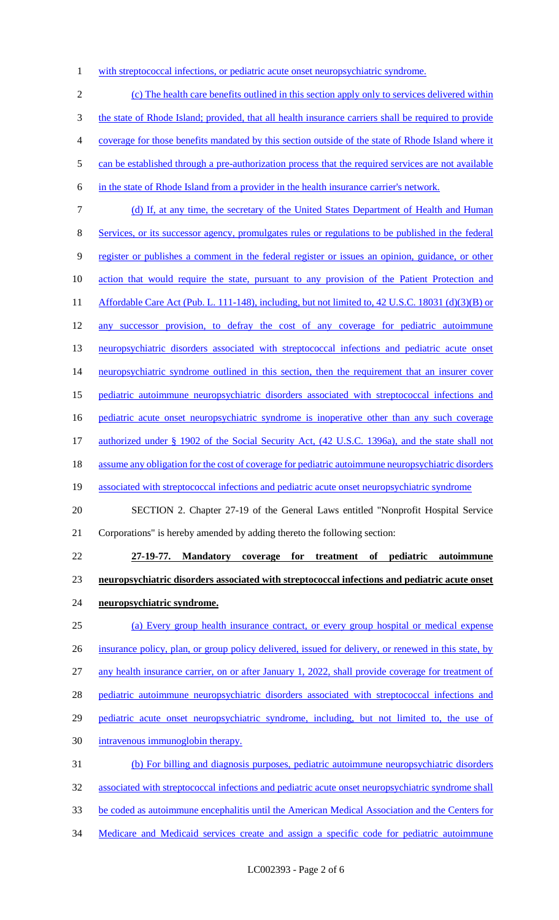with streptococcal infections, or pediatric acute onset neuropsychiatric syndrome.

(c) The health care benefits outlined in this section apply only to services delivered within the state of Rhode Island; provided, that all health insurance carriers shall be required to provide coverage for those benefits mandated by this section outside of the state of Rhode Island where it can be established through a pre-authorization process that the required services are not available in the state of Rhode Island from a provider in the health insurance carrier's network.

(d) If, at any time, the secretary of the United States Department of Health and Human Services, or its successor agency, promulgates rules or regulations to be published in the federal register or publishes a comment in the federal register or issues an opinion, guidance, or other action that would require the state, pursuant to any provision of the Patient Protection and Affordable Care Act (Pub. L. 111-148), including, but not limited to, 42 U.S.C. 18031 (d)(3)(B) or any successor provision, to defray the cost of any coverage for pediatric autoimmune neuropsychiatric disorders associated with streptococcal infections and pediatric acute onset neuropsychiatric syndrome outlined in this section, then the requirement that an insurer cover pediatric autoimmune neuropsychiatric disorders associated with streptococcal infections and pediatric acute onset neuropsychiatric syndrome is inoperative other than any such coverage authorized under § 1902 of the Social Security Act, (42 U.S.C. 1396a), and the state shall not assume any obligation for the cost of coverage for pediatric autoimmune neuropsychiatric disorders associated with streptococcal infections and pediatric acute onset neuropsychiatric syndrome

SECTION 2. Chapter 27-19 of the General Laws entitled "Nonprofit Hospital Service Corporations" is hereby amended by adding thereto the following section:

**27-19-77. Mandatory coverage for treatment of pediatric autoimmune neuropsychiatric disorders associated with streptococcal infections and pediatric acute onset neuropsychiatric syndrome.**

(a) Every group health insurance contract, or every group hospital or medical expense insurance policy, plan, or group policy delivered, issued for delivery, or renewed in this state, by any health insurance carrier, on or after January 1, 2022, shall provide coverage for treatment of pediatric autoimmune neuropsychiatric disorders associated with streptococcal infections and pediatric acute onset neuropsychiatric syndrome, including, but not limited to, the use of intravenous immunoglobin therapy.

(b) For billing and diagnosis purposes, pediatric autoimmune neuropsychiatric disorders associated with streptococcal infections and pediatric acute onset neuropsychiatric syndrome shall be coded as autoimmune encephalitis until the American Medical Association and the Centers for Medicare and Medicaid services create and assign a specific code for pediatric autoimmune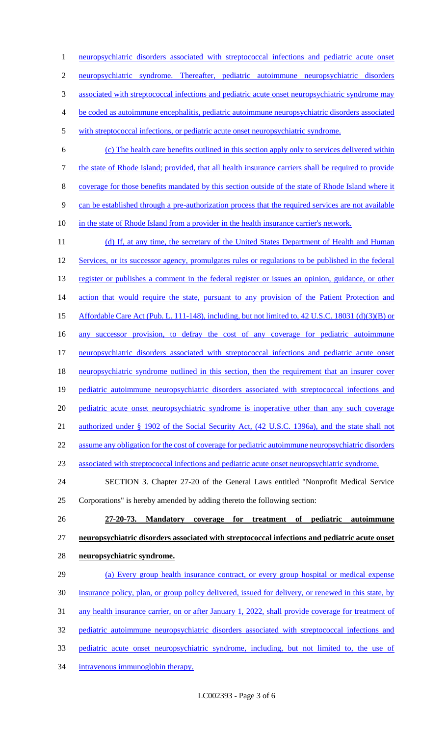neuropsychiatric disorders associated with streptococcal infections and pediatric acute onset neuropsychiatric syndrome. Thereafter, pediatric autoimmune neuropsychiatric disorders associated with streptococcal infections and pediatric acute onset neuropsychiatric syndrome may be coded as autoimmune encephalitis, pediatric autoimmune neuropsychiatric disorders associated with streptococcal infections, or pediatric acute onset neuropsychiatric syndrome.

(c) The health care benefits outlined in this section apply only to services delivered within the state of Rhode Island; provided, that all health insurance carriers shall be required to provide coverage for those benefits mandated by this section outside of the state of Rhode Island where it can be established through a pre-authorization process that the required services are not available in the state of Rhode Island from a provider in the health insurance carrier's network.

(d) If, at any time, the secretary of the United States Department of Health and Human Services, or its successor agency, promulgates rules or regulations to be published in the federal register or publishes a comment in the federal register or issues an opinion, guidance, or other action that would require the state, pursuant to any provision of the Patient Protection and Affordable Care Act (Pub. L. 111-148), including, but not limited to, 42 U.S.C. 18031 (d)(3)(B) or any successor provision, to defray the cost of any coverage for pediatric autoimmune neuropsychiatric disorders associated with streptococcal infections and pediatric acute onset neuropsychiatric syndrome outlined in this section, then the requirement that an insurer cover pediatric autoimmune neuropsychiatric disorders associated with streptococcal infections and pediatric acute onset neuropsychiatric syndrome is inoperative other than any such coverage authorized under § 1902 of the Social Security Act, (42 U.S.C. 1396a), and the state shall not assume any obligation for the cost of coverage for pediatric autoimmune neuropsychiatric disorders associated with streptococcal infections and pediatric acute onset neuropsychiatric syndrome.

SECTION 3. Chapter 27-20 of the General Laws entitled "Nonprofit Medical Service Corporations" is hereby amended by adding thereto the following section:

**27-20-73. Mandatory coverage for treatment of pediatric autoimmune neuropsychiatric disorders associated with streptococcal infections and pediatric acute onset neuropsychiatric syndrome.**

(a) Every group health insurance contract, or every group hospital or medical expense insurance policy, plan, or group policy delivered, issued for delivery, or renewed in this state, by any health insurance carrier, on or after January 1, 2022, shall provide coverage for treatment of pediatric autoimmune neuropsychiatric disorders associated with streptococcal infections and pediatric acute onset neuropsychiatric syndrome, including, but not limited to, the use of intravenous immunoglobin therapy.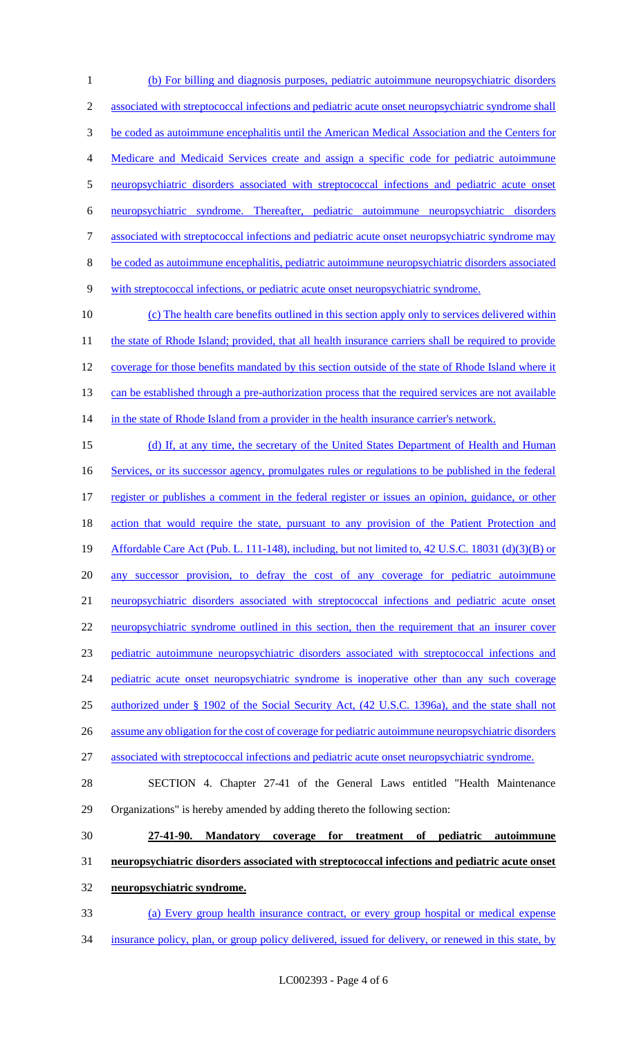(b) For billing and diagnosis purposes, pediatric autoimmune neuropsychiatric disorders associated with streptococcal infections and pediatric acute onset neuropsychiatric syndrome shall be coded as autoimmune encephalitis until the American Medical Association and the Centers for Medicare and Medicaid Services create and assign a specific code for pediatric autoimmune neuropsychiatric disorders associated with streptococcal infections and pediatric acute onset neuropsychiatric syndrome. Thereafter, pediatric autoimmune neuropsychiatric disorders associated with streptococcal infections and pediatric acute onset neuropsychiatric syndrome may be coded as autoimmune encephalitis, pediatric autoimmune neuropsychiatric disorders associated with streptococcal infections, or pediatric acute onset neuropsychiatric syndrome.

(c) The health care benefits outlined in this section apply only to services delivered within the state of Rhode Island; provided, that all health insurance carriers shall be required to provide coverage for those benefits mandated by this section outside of the state of Rhode Island where it can be established through a pre-authorization process that the required services are not available in the state of Rhode Island from a provider in the health insurance carrier's network.

(d) If, at any time, the secretary of the United States Department of Health and Human Services, or its successor agency, promulgates rules or regulations to be published in the federal register or publishes a comment in the federal register or issues an opinion, guidance, or other action that would require the state, pursuant to any provision of the Patient Protection and Affordable Care Act (Pub. L. 111-148), including, but not limited to, 42 U.S.C. 18031 (d)(3)(B) or any successor provision, to defray the cost of any coverage for pediatric autoimmune neuropsychiatric disorders associated with streptococcal infections and pediatric acute onset neuropsychiatric syndrome outlined in this section, then the requirement that an insurer cover pediatric autoimmune neuropsychiatric disorders associated with streptococcal infections and pediatric acute onset neuropsychiatric syndrome is inoperative other than any such coverage authorized under § 1902 of the Social Security Act, (42 U.S.C. 1396a), and the state shall not assume any obligation for the cost of coverage for pediatric autoimmune neuropsychiatric disorders associated with streptococcal infections and pediatric acute onset neuropsychiatric syndrome.

SECTION 4. Chapter 27-41 of the General Laws entitled "Health Maintenance Organizations" is hereby amended by adding thereto the following section:

**27-41-90. Mandatory coverage for treatment of pediatric autoimmune neuropsychiatric disorders associated with streptococcal infections and pediatric acute onset neuropsychiatric syndrome.**

(a) Every group health insurance contract, or every group hospital or medical expense insurance policy, plan, or group policy delivered, issued for delivery, or renewed in this state, by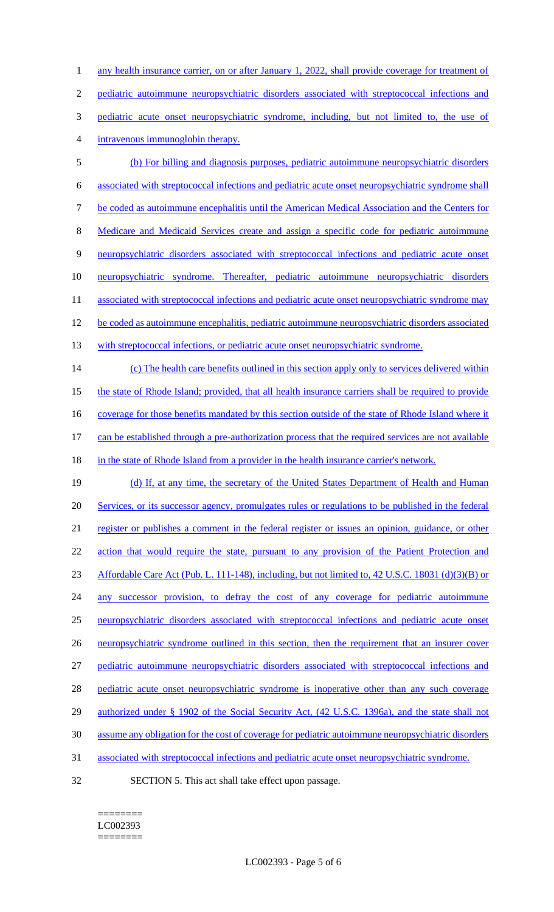any health insurance carrier, on or after January 1, 2022, shall provide coverage for treatment of pediatric autoimmune neuropsychiatric disorders associated with streptococcal infections and pediatric acute onset neuropsychiatric syndrome, including, but not limited to, the use of intravenous immunoglobin therapy.

(b) For billing and diagnosis purposes, pediatric autoimmune neuropsychiatric disorders associated with streptococcal infections and pediatric acute onset neuropsychiatric syndrome shall be coded as autoimmune encephalitis until the American Medical Association and the Centers for Medicare and Medicaid Services create and assign a specific code for pediatric autoimmune neuropsychiatric disorders associated with streptococcal infections and pediatric acute onset neuropsychiatric syndrome. Thereafter, pediatric autoimmune neuropsychiatric disorders associated with streptococcal infections and pediatric acute onset neuropsychiatric syndrome may be coded as autoimmune encephalitis, pediatric autoimmune neuropsychiatric disorders associated with streptococcal infections, or pediatric acute onset neuropsychiatric syndrome.

(c) The health care benefits outlined in this section apply only to services delivered within the state of Rhode Island; provided, that all health insurance carriers shall be required to provide coverage for those benefits mandated by this section outside of the state of Rhode Island where it can be established through a pre-authorization process that the required services are not available in the state of Rhode Island from a provider in the health insurance carrier's network.

(d) If, at any time, the secretary of the United States Department of Health and Human Services, or its successor agency, promulgates rules or regulations to be published in the federal register or publishes a comment in the federal register or issues an opinion, guidance, or other action that would require the state, pursuant to any provision of the Patient Protection and Affordable Care Act (Pub. L. 111-148), including, but not limited to, 42 U.S.C. 18031 (d)(3)(B) or any successor provision, to defray the cost of any coverage for pediatric autoimmune neuropsychiatric disorders associated with streptococcal infections and pediatric acute onset neuropsychiatric syndrome outlined in this section, then the requirement that an insurer cover pediatric autoimmune neuropsychiatric disorders associated with streptococcal infections and pediatric acute onset neuropsychiatric syndrome is inoperative other than any such coverage authorized under § 1902 of the Social Security Act, (42 U.S.C. 1396a), and the state shall not assume any obligation for the cost of coverage for pediatric autoimmune neuropsychiatric disorders associated with streptococcal infections and pediatric acute onset neuropsychiatric syndrome.

SECTION 5. This act shall take effect upon passage.

========
LC002393
========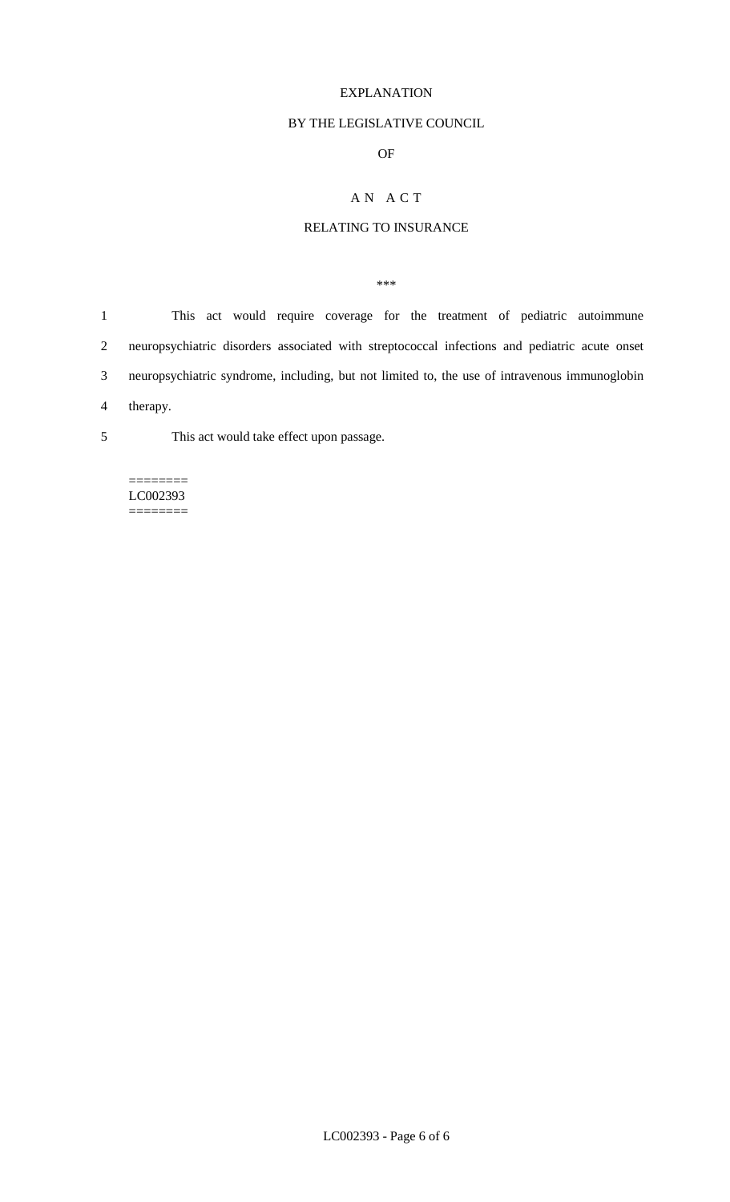EXPLANATION

BY THE LEGISLATIVE COUNCIL

OF

A N A C T

RELATING TO INSURANCE

\*\*\*

1 This act would require coverage for the treatment of pediatric autoimmune
2 neuropsychiatric disorders associated with streptococcal infections and pediatric acute onset
3 neuropsychiatric syndrome, including, but not limited to, the use of intravenous immunoglobin
4 therapy.

5 This act would take effect upon passage.

========
LC002393
========